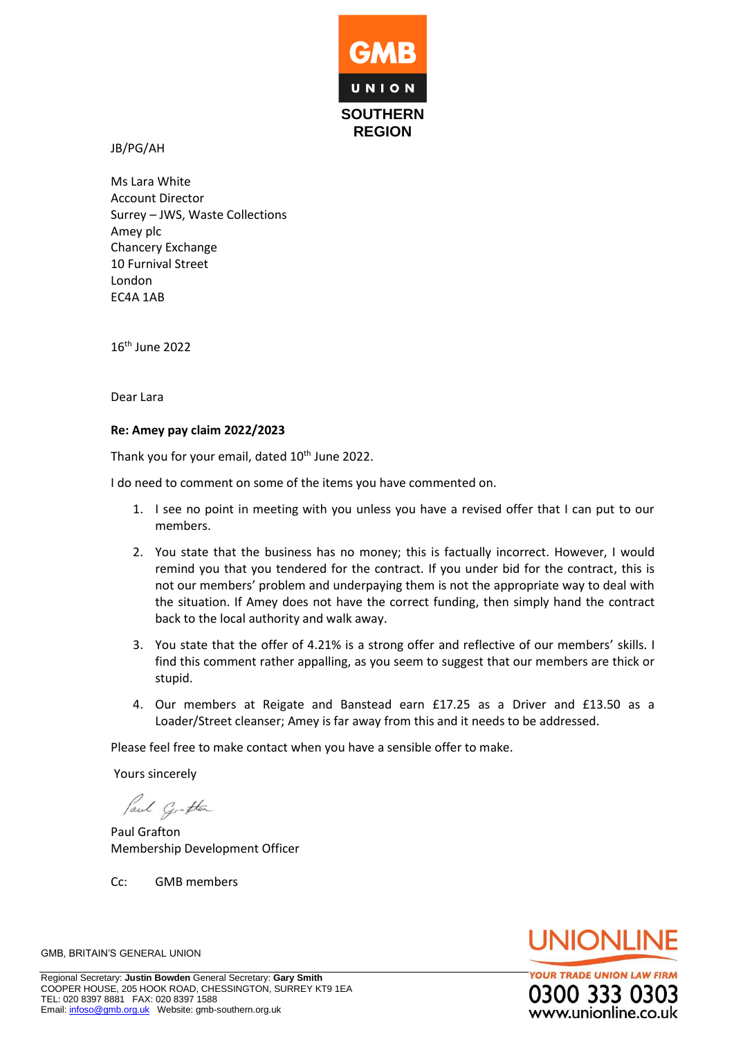GMB

UNION

SOUTHERN REGION

JB/PG/AH

Ms Lara White
Account Director
Surrey – JWS, Waste Collections
Amey plc
Chancery Exchange
10 Furnival Street
London
EC4A 1AB

16th June 2022

Dear Lara

**Re: Amey pay claim 2022/2023**

Thank you for your email, dated 10th June 2022.

I do need to comment on some of the items you have commented on.

1. I see no point in meeting with you unless you have a revised offer that I can put to our members.
2. You state that the business has no money; this is factually incorrect. However, I would remind you that you tendered for the contract. If you under bid for the contract, this is not our members' problem and underpaying them is not the appropriate way to deal with the situation. If Amey does not have the correct funding, then simply hand the contract back to the local authority and walk away.
3. You state that the offer of 4.21% is a strong offer and reflective of our members' skills. I find this comment rather appalling, as you seem to suggest that our members are thick or stupid.
4. Our members at Reigate and Banstead earn £17.25 as a Driver and £13.50 as a Loader/Street cleanser; Amey is far away from this and it needs to be addressed.

Please feel free to make contact when you have a sensible offer to make.

Yours sincerely

Paul Grafton

Paul Grafton
Membership Development Officer

Cc: GMB members

GMB, BRITAIN'S GENERAL UNION

Regional Secretary: **Justin Bowden** General Secretary: **Gary Smith**
COOPER HOUSE, 205 HOOK ROAD, CHESSINGTON, SURREY KT9 1EA
TEL: 020 8397 8881 FAX: 020 8397 1588
Email: infoso@gmb.org.uk Website: gmb-southern.org.uk

UNIONLINE
YOUR TRADE UNION LAW FIRM
0300 333 0303
www.unionline.co.uk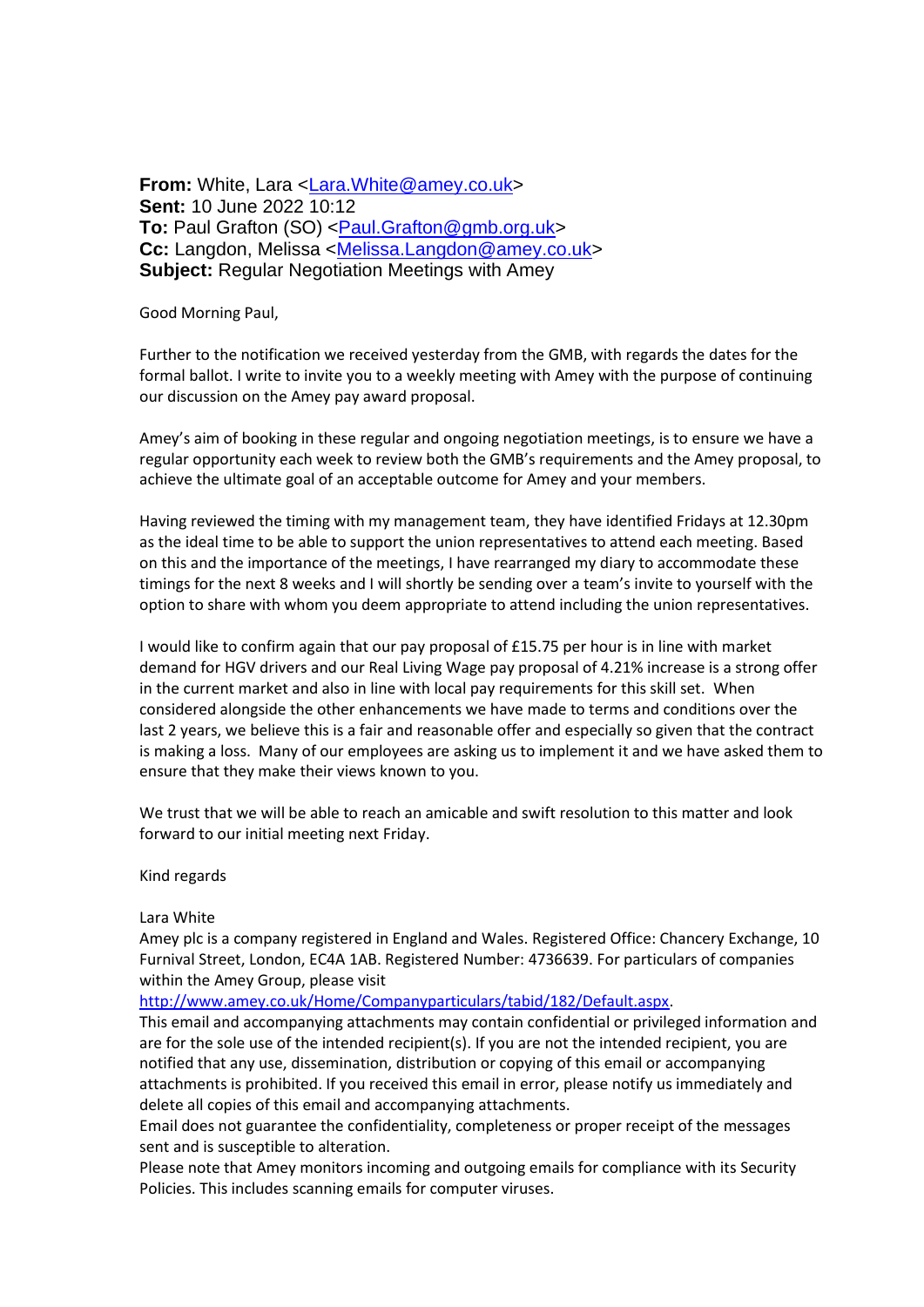**From:** White, Lara <Lara.White@amey.co.uk>
**Sent:** 10 June 2022 10:12
**To:** Paul Grafton (SO) <Paul.Grafton@gmb.org.uk>
**Cc:** Langdon, Melissa <Melissa.Langdon@amey.co.uk>
**Subject:** Regular Negotiation Meetings with Amey

Good Morning Paul,

Further to the notification we received yesterday from the GMB, with regards the dates for the formal ballot. I write to invite you to a weekly meeting with Amey with the purpose of continuing our discussion on the Amey pay award proposal.

Amey's aim of booking in these regular and ongoing negotiation meetings, is to ensure we have a regular opportunity each week to review both the GMB's requirements and the Amey proposal, to achieve the ultimate goal of an acceptable outcome for Amey and your members.

Having reviewed the timing with my management team, they have identified Fridays at 12.30pm as the ideal time to be able to support the union representatives to attend each meeting. Based on this and the importance of the meetings, I have rearranged my diary to accommodate these timings for the next 8 weeks and I will shortly be sending over a team's invite to yourself with the option to share with whom you deem appropriate to attend including the union representatives.

I would like to confirm again that our pay proposal of £15.75 per hour is in line with market demand for HGV drivers and our Real Living Wage pay proposal of 4.21% increase is a strong offer in the current market and also in line with local pay requirements for this skill set. When considered alongside the other enhancements we have made to terms and conditions over the last 2 years, we believe this is a fair and reasonable offer and especially so given that the contract is making a loss. Many of our employees are asking us to implement it and we have asked them to ensure that they make their views known to you.

We trust that we will be able to reach an amicable and swift resolution to this matter and look forward to our initial meeting next Friday.

Kind regards

Lara White
Amey plc is a company registered in England and Wales. Registered Office: Chancery Exchange, 10 Furnival Street, London, EC4A 1AB. Registered Number: 4736639. For particulars of companies within the Amey Group, please visit http://www.amey.co.uk/Home/Companyparticulars/tabid/182/Default.aspx.
This email and accompanying attachments may contain confidential or privileged information and are for the sole use of the intended recipient(s). If you are not the intended recipient, you are notified that any use, dissemination, distribution or copying of this email or accompanying attachments is prohibited. If you received this email in error, please notify us immediately and delete all copies of this email and accompanying attachments.
Email does not guarantee the confidentiality, completeness or proper receipt of the messages sent and is susceptible to alteration.
Please note that Amey monitors incoming and outgoing emails for compliance with its Security Policies. This includes scanning emails for computer viruses.